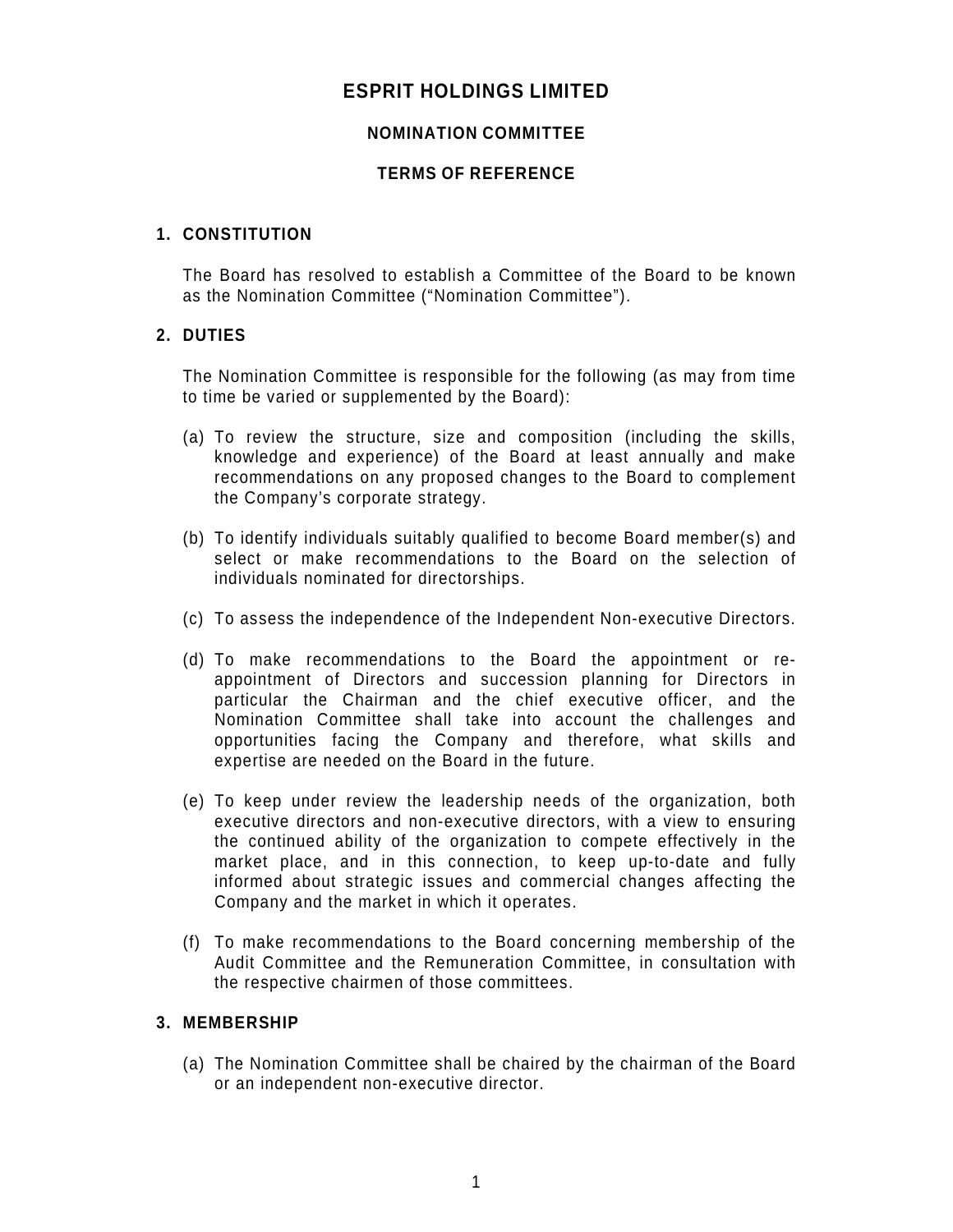# ESPRIT HOLDINGS LIMITED

## NOMINATION COMMITTEE

## TERMS OF REFERENCE

### 1. CONSTITUTION

The Board has resolved to establish a Committee of the Board to be known as the Nomination Committee ("Nomination Committee").

### 2. DUTIES

The Nomination Committee is responsible for the following (as may from time to time be varied or supplemented by the Board):

(a) To review the structure, size and composition (including the skills, knowledge and experience) of the Board at least annually and make recommendations on any proposed changes to the Board to complement the Company's corporate strategy.

(b) To identify individuals suitably qualified to become Board member(s) and select or make recommendations to the Board on the selection of individuals nominated for directorships.

(c) To assess the independence of the Independent Non-executive Directors.

(d) To make recommendations to the Board the appointment or re-appointment of Directors and succession planning for Directors in particular the Chairman and the chief executive officer, and the Nomination Committee shall take into account the challenges and opportunities facing the Company and therefore, what skills and expertise are needed on the Board in the future.

(e) To keep under review the leadership needs of the organization, both executive directors and non-executive directors, with a view to ensuring the continued ability of the organization to compete effectively in the market place, and in this connection, to keep up-to-date and fully informed about strategic issues and commercial changes affecting the Company and the market in which it operates.

(f) To make recommendations to the Board concerning membership of the Audit Committee and the Remuneration Committee, in consultation with the respective chairmen of those committees.

### 3. MEMBERSHIP

(a) The Nomination Committee shall be chaired by the chairman of the Board or an independent non-executive director.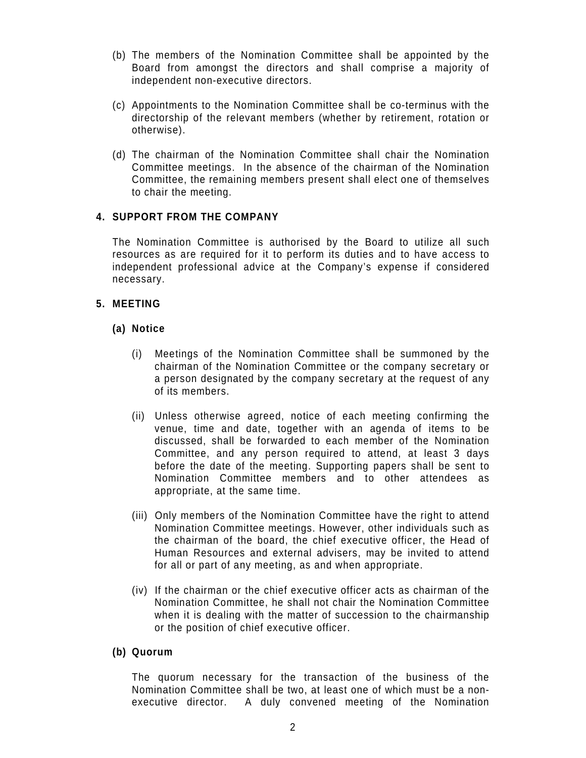(b) The members of the Nomination Committee shall be appointed by the Board from amongst the directors and shall comprise a majority of independent non-executive directors.

(c) Appointments to the Nomination Committee shall be co-terminus with the directorship of the relevant members (whether by retirement, rotation or otherwise).

(d) The chairman of the Nomination Committee shall chair the Nomination Committee meetings. In the absence of the chairman of the Nomination Committee, the remaining members present shall elect one of themselves to chair the meeting.

## 4. SUPPORT FROM THE COMPANY

The Nomination Committee is authorised by the Board to utilize all such resources as are required for it to perform its duties and to have access to independent professional advice at the Company's expense if considered necessary.

## 5. MEETING

### (a) Notice

(i) Meetings of the Nomination Committee shall be summoned by the chairman of the Nomination Committee or the company secretary or a person designated by the company secretary at the request of any of its members.

(ii) Unless otherwise agreed, notice of each meeting confirming the venue, time and date, together with an agenda of items to be discussed, shall be forwarded to each member of the Nomination Committee, and any person required to attend, at least 3 days before the date of the meeting. Supporting papers shall be sent to Nomination Committee members and to other attendees as appropriate, at the same time.

(iii) Only members of the Nomination Committee have the right to attend Nomination Committee meetings. However, other individuals such as the chairman of the board, the chief executive officer, the Head of Human Resources and external advisers, may be invited to attend for all or part of any meeting, as and when appropriate.

(iv) If the chairman or the chief executive officer acts as chairman of the Nomination Committee, he shall not chair the Nomination Committee when it is dealing with the matter of succession to the chairmanship or the position of chief executive officer.

### (b) Quorum

The quorum necessary for the transaction of the business of the Nomination Committee shall be two, at least one of which must be a non-executive director. A duly convened meeting of the Nomination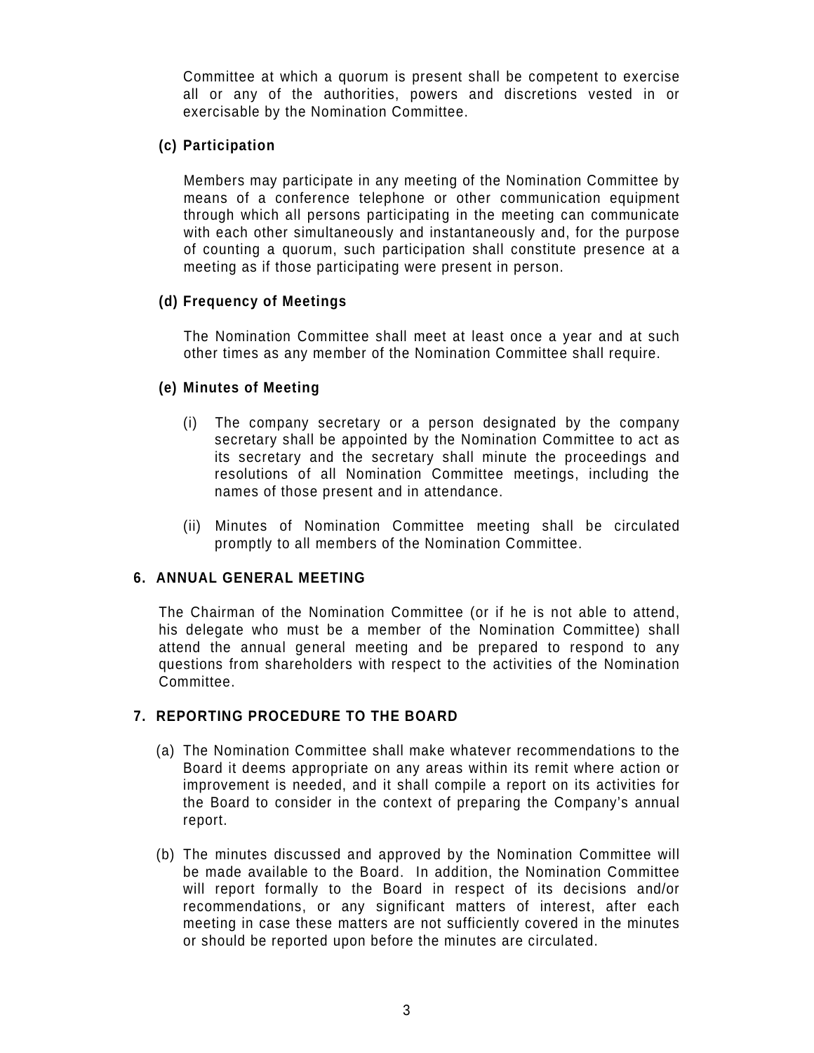Committee at which a quorum is present shall be competent to exercise all or any of the authorities, powers and discretions vested in or exercisable by the Nomination Committee.

**(c) Participation**

Members may participate in any meeting of the Nomination Committee by means of a conference telephone or other communication equipment through which all persons participating in the meeting can communicate with each other simultaneously and instantaneously and, for the purpose of counting a quorum, such participation shall constitute presence at a meeting as if those participating were present in person.

**(d) Frequency of Meetings**

The Nomination Committee shall meet at least once a year and at such other times as any member of the Nomination Committee shall require.

**(e) Minutes of Meeting**

(i) The company secretary or a person designated by the company secretary shall be appointed by the Nomination Committee to act as its secretary and the secretary shall minute the proceedings and resolutions of all Nomination Committee meetings, including the names of those present and in attendance.

(ii) Minutes of Nomination Committee meeting shall be circulated promptly to all members of the Nomination Committee.

## 6. ANNUAL GENERAL MEETING

The Chairman of the Nomination Committee (or if he is not able to attend, his delegate who must be a member of the Nomination Committee) shall attend the annual general meeting and be prepared to respond to any questions from shareholders with respect to the activities of the Nomination Committee.

## 7. REPORTING PROCEDURE TO THE BOARD

(a) The Nomination Committee shall make whatever recommendations to the Board it deems appropriate on any areas within its remit where action or improvement is needed, and it shall compile a report on its activities for the Board to consider in the context of preparing the Company's annual report.

(b) The minutes discussed and approved by the Nomination Committee will be made available to the Board. In addition, the Nomination Committee will report formally to the Board in respect of its decisions and/or recommendations, or any significant matters of interest, after each meeting in case these matters are not sufficiently covered in the minutes or should be reported upon before the minutes are circulated.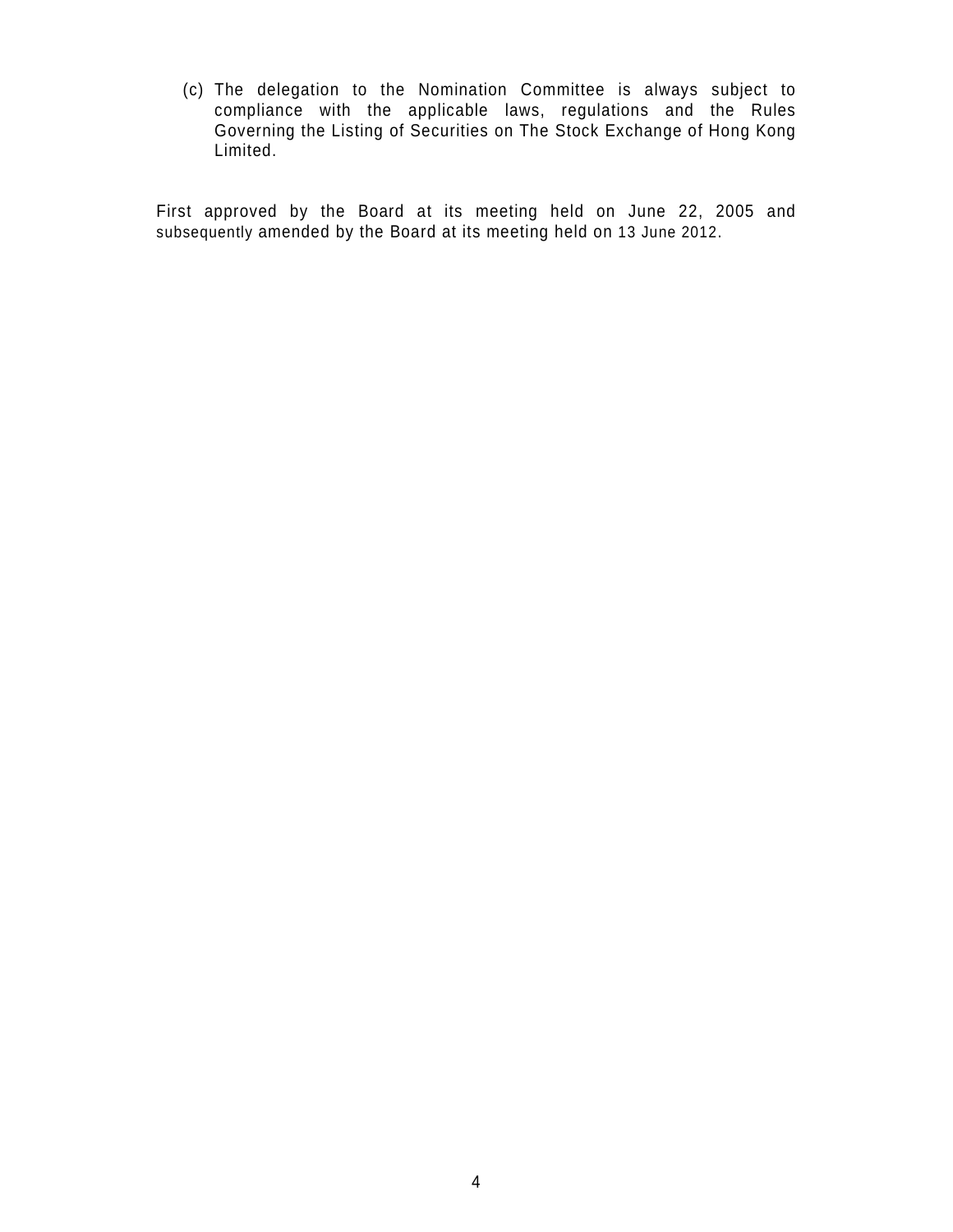(c) The delegation to the Nomination Committee is always subject to compliance with the applicable laws, regulations and the Rules Governing the Listing of Securities on The Stock Exchange of Hong Kong Limited.

First approved by the Board at its meeting held on June 22, 2005 and subsequently amended by the Board at its meeting held on 13 June 2012.